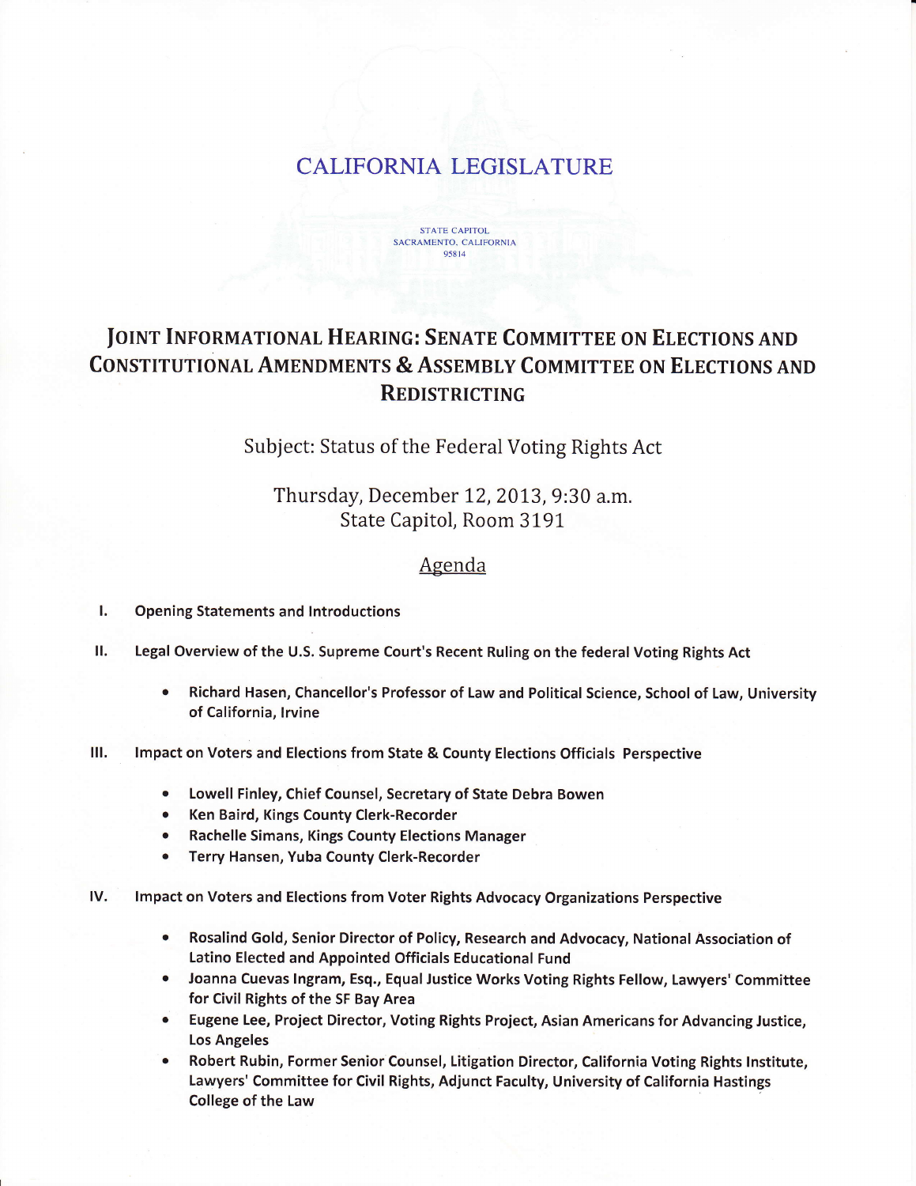# CALIFORNIA LEGISLATURE

STATE CAPITOL
SACRAMENTO, CALIFORNIA
95814

## JOINT INFORMATIONAL HEARING: SENATE COMMITTEE ON ELECTIONS AND CONSTITUTIONAL AMENDMENTS & ASSEMBLY COMMITTEE ON ELECTIONS AND REDISTRICTING

Subject: Status of the Federal Voting Rights Act

Thursday, December 12, 2013, 9:30 a.m.
State Capitol, Room 3191

### Agenda

**I. Opening Statements and Introductions**

**II. Legal Overview of the U.S. Supreme Court's Recent Ruling on the federal Voting Rights Act**

- **Richard Hasen, Chancellor's Professor of Law and Political Science, School of Law, University of California, Irvine**

**III. Impact on Voters and Elections from State & County Elections Officials Perspective**

- **Lowell Finley, Chief Counsel, Secretary of State Debra Bowen**
- **Ken Baird, Kings County Clerk-Recorder**
- **Rachelle Simans, Kings County Elections Manager**
- **Terry Hansen, Yuba County Clerk-Recorder**

**IV. Impact on Voters and Elections from Voter Rights Advocacy Organizations Perspective**

- **Rosalind Gold, Senior Director of Policy, Research and Advocacy, National Association of Latino Elected and Appointed Officials Educational Fund**
- **Joanna Cuevas Ingram, Esq., Equal Justice Works Voting Rights Fellow, Lawyers' Committee for Civil Rights of the SF Bay Area**
- **Eugene Lee, Project Director, Voting Rights Project, Asian Americans for Advancing Justice, Los Angeles**
- **Robert Rubin, Former Senior Counsel, Litigation Director, California Voting Rights Institute, Lawyers' Committee for Civil Rights, Adjunct Faculty, University of California Hastings College of the Law**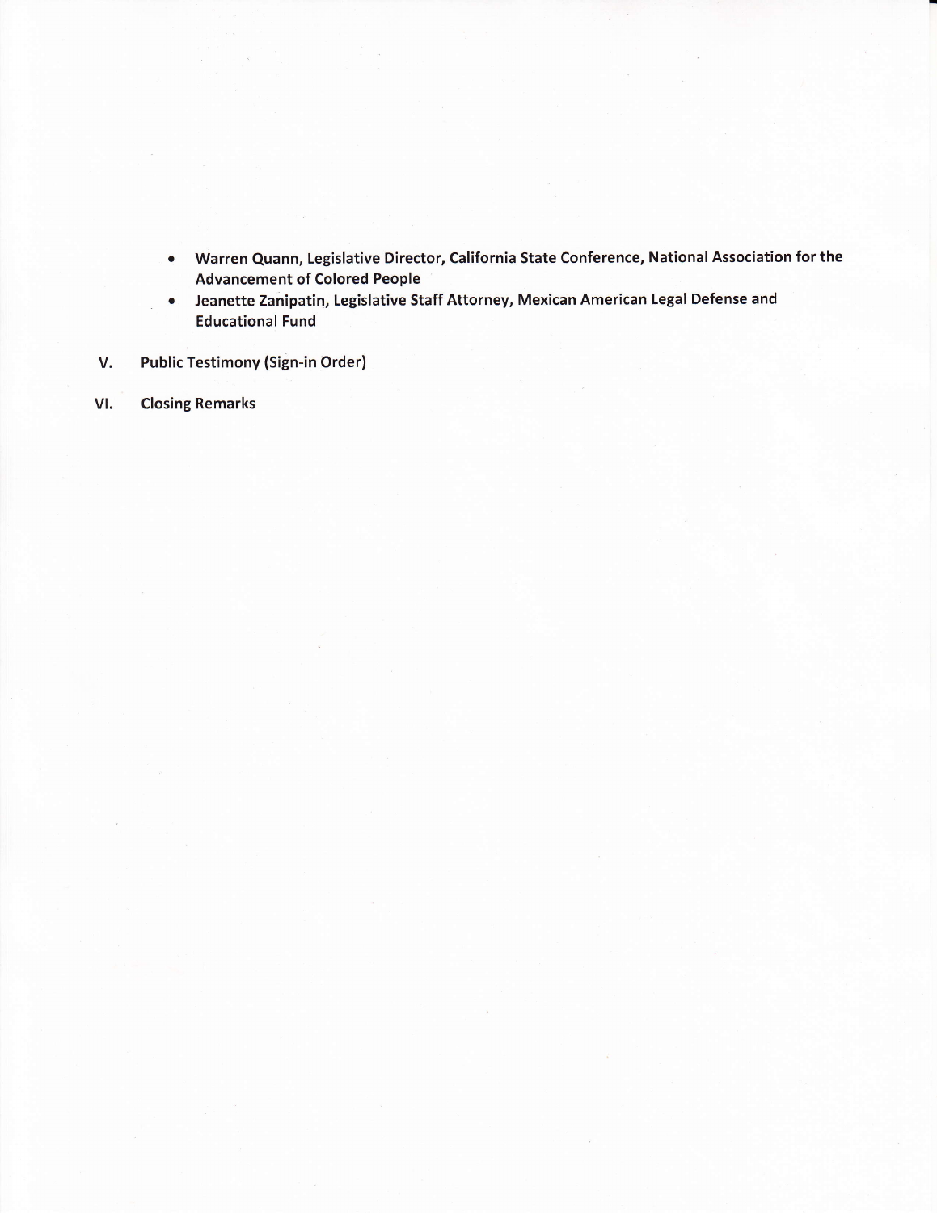- **Warren Quann, Legislative Director, California State Conference, National Association for the Advancement of Colored People**
- **Jeanette Zanipatin, Legislative Staff Attorney, Mexican American Legal Defense and Educational Fund**

**V. Public Testimony (Sign-in Order)**

**VI. Closing Remarks**